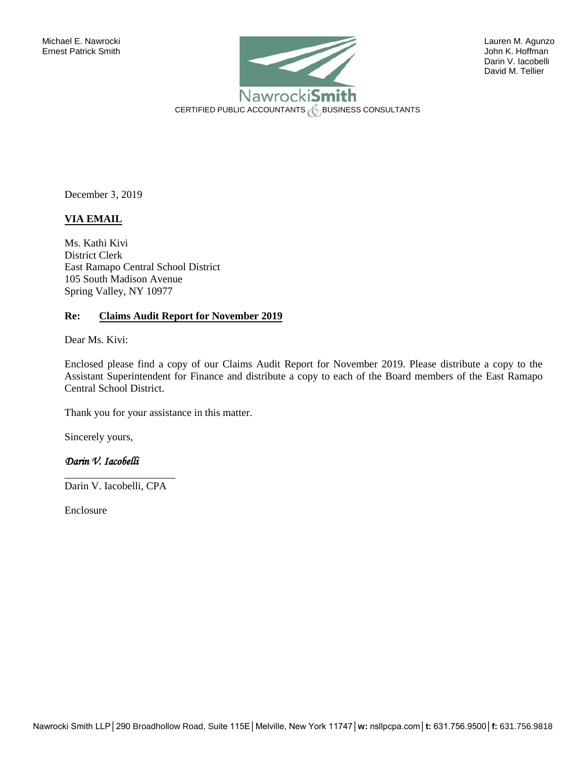Michael E. Nawrocki
Ernest Patrick Smith

**NawrockiSmith**
CERTIFIED PUBLIC ACCOUNTANTS & BUSINESS CONSULTANTS

Lauren M. Agunzo
John K. Hoffman
Darin V. Iacobelli
David M. Tellier

December 3, 2019

**VIA EMAIL**

Ms. Kathi Kivi
District Clerk
East Ramapo Central School District
105 South Madison Avenue
Spring Valley, NY 10977

**Re: Claims Audit Report for November 2019**

Dear Ms. Kivi:

Enclosed please find a copy of our Claims Audit Report for November 2019. Please distribute a copy to the Assistant Superintendent for Finance and distribute a copy to each of the Board members of the East Ramapo Central School District.

Thank you for your assistance in this matter.

Sincerely yours,

*Darin V. Iacobelli*

Darin V. Iacobelli, CPA

Enclosure

Nawrocki Smith LLP | 290 Broadhollow Road, Suite 115E | Melville, New York 11747 | **w:** nsllpcpa.com | **t:** 631.756.9500 | **f:** 631.756.9818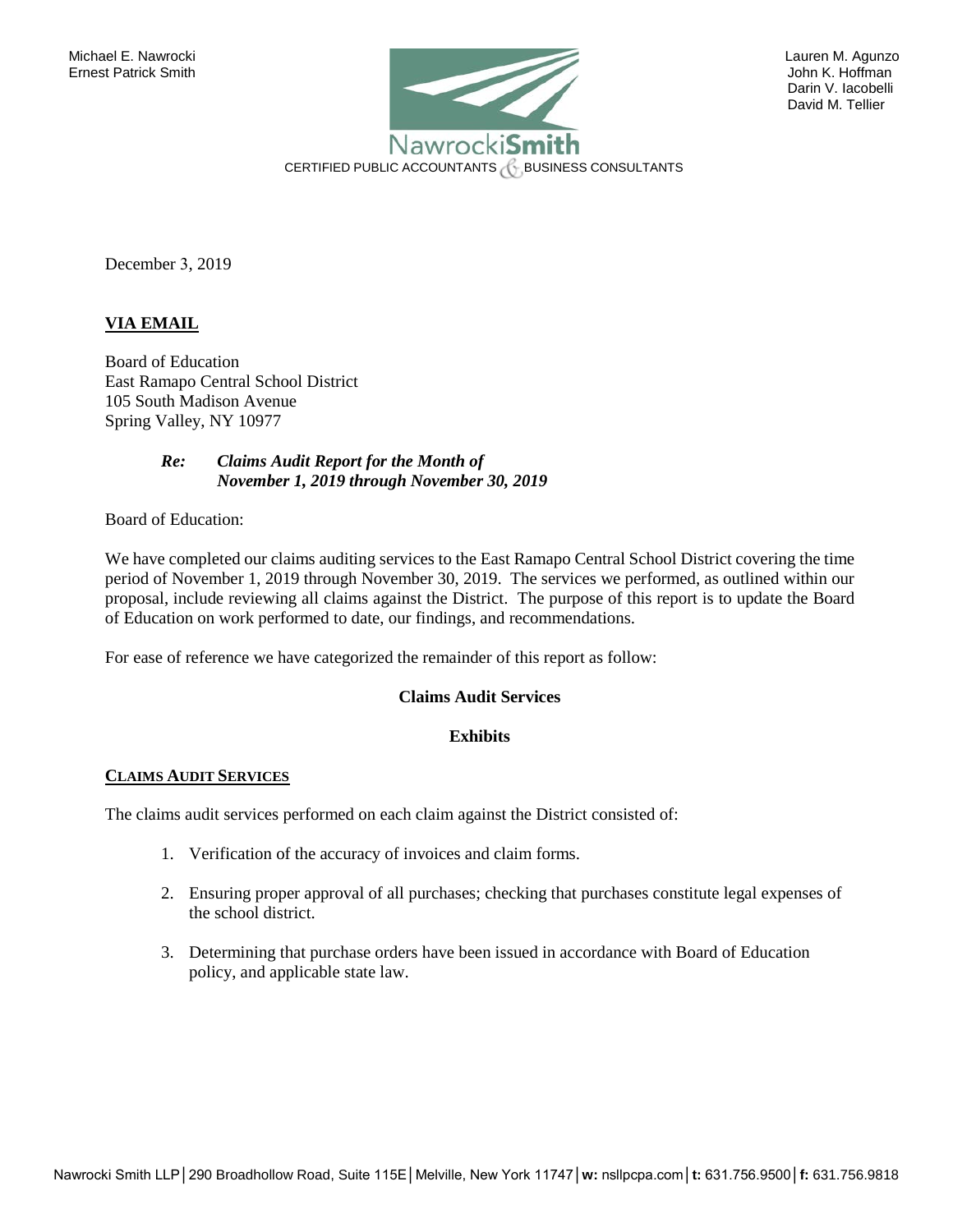Michael E. Nawrocki
Ernest Patrick Smith

Lauren M. Agunzo
John K. Hoffman
Darin V. Iacobelli
David M. Tellier

NawrockiSmith
CERTIFIED PUBLIC ACCOUNTANTS & BUSINESS CONSULTANTS

December 3, 2019

**VIA EMAIL**

Board of Education
East Ramapo Central School District
105 South Madison Avenue
Spring Valley, NY 10977

***Re: Claims Audit Report for the Month of November 1, 2019 through November 30, 2019***

Board of Education:

We have completed our claims auditing services to the East Ramapo Central School District covering the time period of November 1, 2019 through November 30, 2019. The services we performed, as outlined within our proposal, include reviewing all claims against the District. The purpose of this report is to update the Board of Education on work performed to date, our findings, and recommendations.

For ease of reference we have categorized the remainder of this report as follow:

**Claims Audit Services**

**Exhibits**

## CLAIMS AUDIT SERVICES

The claims audit services performed on each claim against the District consisted of:

1. Verification of the accuracy of invoices and claim forms.
2. Ensuring proper approval of all purchases; checking that purchases constitute legal expenses of the school district.
3. Determining that purchase orders have been issued in accordance with Board of Education policy, and applicable state law.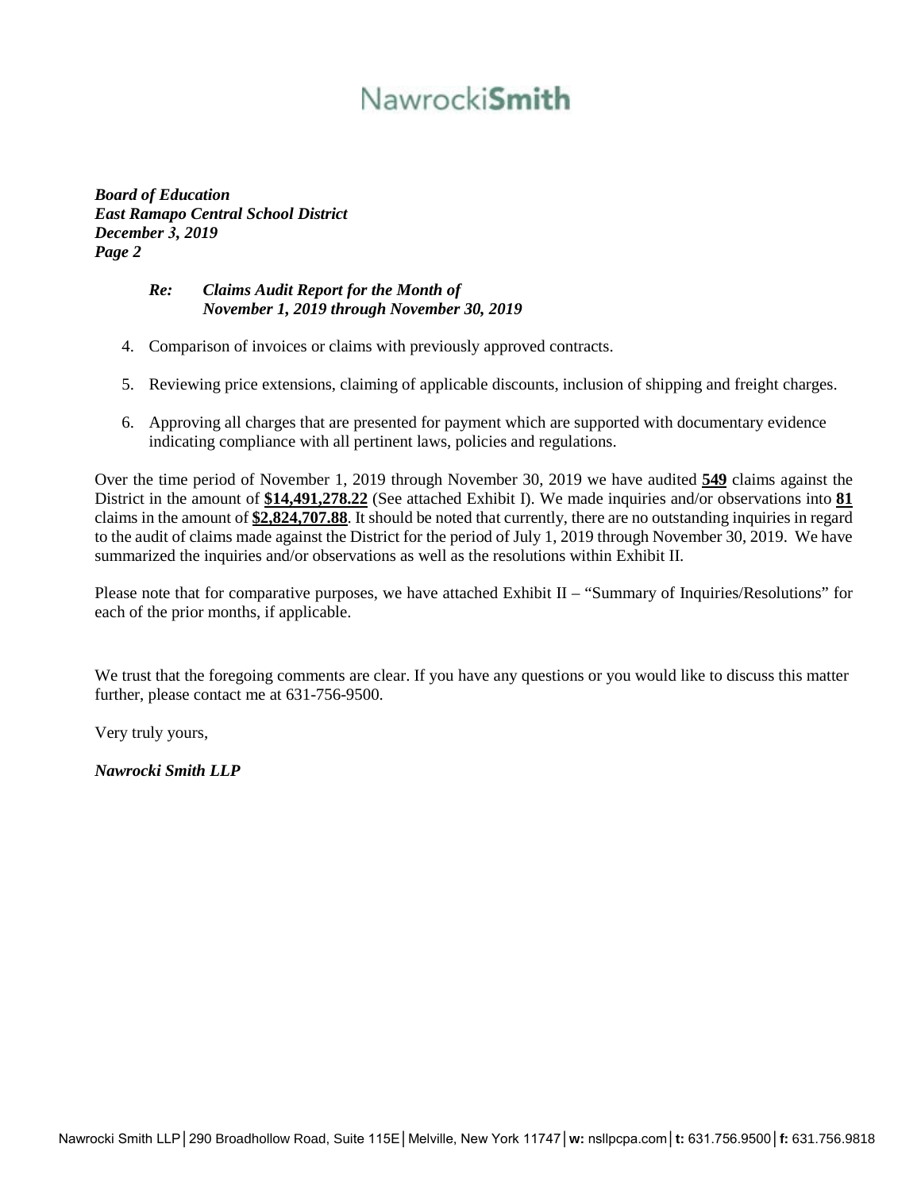*Board of Education*
*East Ramapo Central School District*
*December 3, 2019*
*Page 2*

> ***Re: Claims Audit Report for the Month of***
> ***November 1, 2019 through November 30, 2019***

4. Comparison of invoices or claims with previously approved contracts.

5. Reviewing price extensions, claiming of applicable discounts, inclusion of shipping and freight charges.

6. Approving all charges that are presented for payment which are supported with documentary evidence indicating compliance with all pertinent laws, policies and regulations.

Over the time period of November 1, 2019 through November 30, 2019 we have audited **549** claims against the District in the amount of **$14,491,278.22** (See attached Exhibit I). We made inquiries and/or observations into **81** claims in the amount of **$2,824,707.88**. It should be noted that currently, there are no outstanding inquiries in regard to the audit of claims made against the District for the period of July 1, 2019 through November 30, 2019. We have summarized the inquiries and/or observations as well as the resolutions within Exhibit II.

Please note that for comparative purposes, we have attached Exhibit II – "Summary of Inquiries/Resolutions" for each of the prior months, if applicable.

We trust that the foregoing comments are clear. If you have any questions or you would like to discuss this matter further, please contact me at 631-756-9500.

Very truly yours,

*Nawrocki Smith LLP*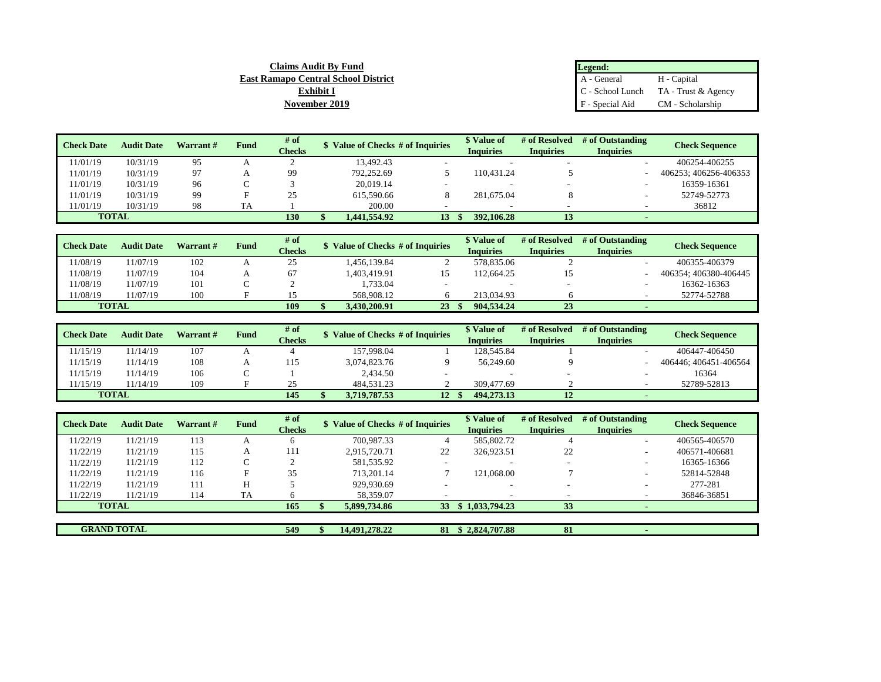**Claims Audit By Fund**
**East Ramapo Central School District**
**Exhibit I**
**November 2019**

| Legend: | |
|---|---|
| A - General | H - Capital |
| C - School Lunch | TA - Trust & Agency |
| F - Special Aid | CM - Scholarship |

| Check Date | Audit Date | Warrant # | Fund | # of Checks | $ Value of Checks | # of Inquiries | $ Value of Inquiries | # of Resolved Inquiries | # of Outstanding Inquiries | Check Sequence |
|---|---|---|---|---|---|---|---|---|---|---|
| 11/01/19 | 10/31/19 | 95 | A | 2 | 13,492.43 | - | - | - | - | 406254-406255 |
| 11/01/19 | 10/31/19 | 97 | A | 99 | 792,252.69 | 5 | 110,431.24 | 5 | - | 406253; 406256-406353 |
| 11/01/19 | 10/31/19 | 96 | C | 3 | 20,019.14 | - | - | - | - | 16359-16361 |
| 11/01/19 | 10/31/19 | 99 | F | 25 | 615,590.66 | 8 | 281,675.04 | 8 | - | 52749-52773 |
| 11/01/19 | 10/31/19 | 98 | TA | 1 | 200.00 | - | - | - | - | 36812 |
| **TOTAL** | | | | **130** | **$ 1,441,554.92** | **13** | **$ 392,106.28** | **13** | **-** | |

| Check Date | Audit Date | Warrant # | Fund | # of Checks | $ Value of Checks | # of Inquiries | $ Value of Inquiries | # of Resolved Inquiries | # of Outstanding Inquiries | Check Sequence |
|---|---|---|---|---|---|---|---|---|---|---|
| 11/08/19 | 11/07/19 | 102 | A | 25 | 1,456,139.84 | 2 | 578,835.06 | 2 | - | 406355-406379 |
| 11/08/19 | 11/07/19 | 104 | A | 67 | 1,403,419.91 | 15 | 112,664.25 | 15 | - | 406354; 406380-406445 |
| 11/08/19 | 11/07/19 | 101 | C | 2 | 1,733.04 | - | - | - | - | 16362-16363 |
| 11/08/19 | 11/07/19 | 100 | F | 15 | 568,908.12 | 6 | 213,034.93 | 6 | - | 52774-52788 |
| **TOTAL** | | | | **109** | **$ 3,430,200.91** | **23** | **$ 904,534.24** | **23** | **-** | |

| Check Date | Audit Date | Warrant # | Fund | # of Checks | $ Value of Checks | # of Inquiries | $ Value of Inquiries | # of Resolved Inquiries | # of Outstanding Inquiries | Check Sequence |
|---|---|---|---|---|---|---|---|---|---|---|
| 11/15/19 | 11/14/19 | 107 | A | 4 | 157,998.04 | 1 | 128,545.84 | 1 | - | 406447-406450 |
| 11/15/19 | 11/14/19 | 108 | A | 115 | 3,074,823.76 | 9 | 56,249.60 | 9 | - | 406446; 406451-406564 |
| 11/15/19 | 11/14/19 | 106 | C | 1 | 2,434.50 | - | - | - | - | 16364 |
| 11/15/19 | 11/14/19 | 109 | F | 25 | 484,531.23 | 2 | 309,477.69 | 2 | - | 52789-52813 |
| **TOTAL** | | | | **145** | **$ 3,719,787.53** | **12** | **$ 494,273.13** | **12** | **-** | |

| Check Date | Audit Date | Warrant # | Fund | # of Checks | $ Value of Checks | # of Inquiries | $ Value of Inquiries | # of Resolved Inquiries | # of Outstanding Inquiries | Check Sequence |
|---|---|---|---|---|---|---|---|---|---|---|
| 11/22/19 | 11/21/19 | 113 | A | 6 | 700,987.33 | 4 | 585,802.72 | 4 | - | 406565-406570 |
| 11/22/19 | 11/21/19 | 115 | A | 111 | 2,915,720.71 | 22 | 326,923.51 | 22 | - | 406571-406681 |
| 11/22/19 | 11/21/19 | 112 | C | 2 | 581,535.92 | - | - | - | - | 16365-16366 |
| 11/22/19 | 11/21/19 | 116 | F | 35 | 713,201.14 | 7 | 121,068.00 | 7 | - | 52814-52848 |
| 11/22/19 | 11/21/19 | 111 | H | 5 | 929,930.69 | - | - | - | - | 277-281 |
| 11/22/19 | 11/21/19 | 114 | TA | 6 | 58,359.07 | - | - | - | - | 36846-36851 |
| **TOTAL** | | | | **165** | **$ 5,899,734.86** | **33** | **$ 1,033,794.23** | **33** | **-** | |

| | | | | | | | | | | |
|---|---|---|---|---|---|---|---|---|---|---|
| **GRAND TOTAL** | | | | **549** | **$ 14,491,278.22** | **81** | **$ 2,824,707.88** | **81** | **-** | |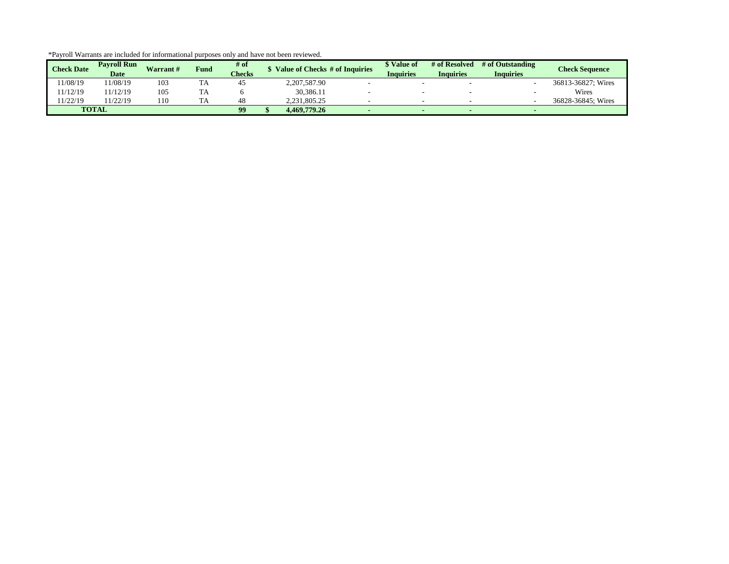*Payroll Warrants are included for informational purposes only and have not been reviewed.

| Check Date | Payroll Run Date | Warrant # | Fund | # of Checks | $ Value of Checks | # of Inquiries | $ Value of Inquiries | # of Resolved Inquiries | # of Outstanding Inquiries | Check Sequence |
|---|---|---|---|---|---|---|---|---|---|---|
| 11/08/19 | 11/08/19 | 103 | TA | 45 | 2,207,587.90 | - | - | - | - | 36813-36827; Wires |
| 11/12/19 | 11/12/19 | 105 | TA | 6 | 30,386.11 | - | - | - | - | Wires |
| 11/22/19 | 11/22/19 | 110 | TA | 48 | 2,231,805.25 | - | - | - | - | 36828-36845; Wires |
| **TOTAL** | | | | **99** | **$ 4,469,779.26** | **-** | **-** | **-** | **-** | |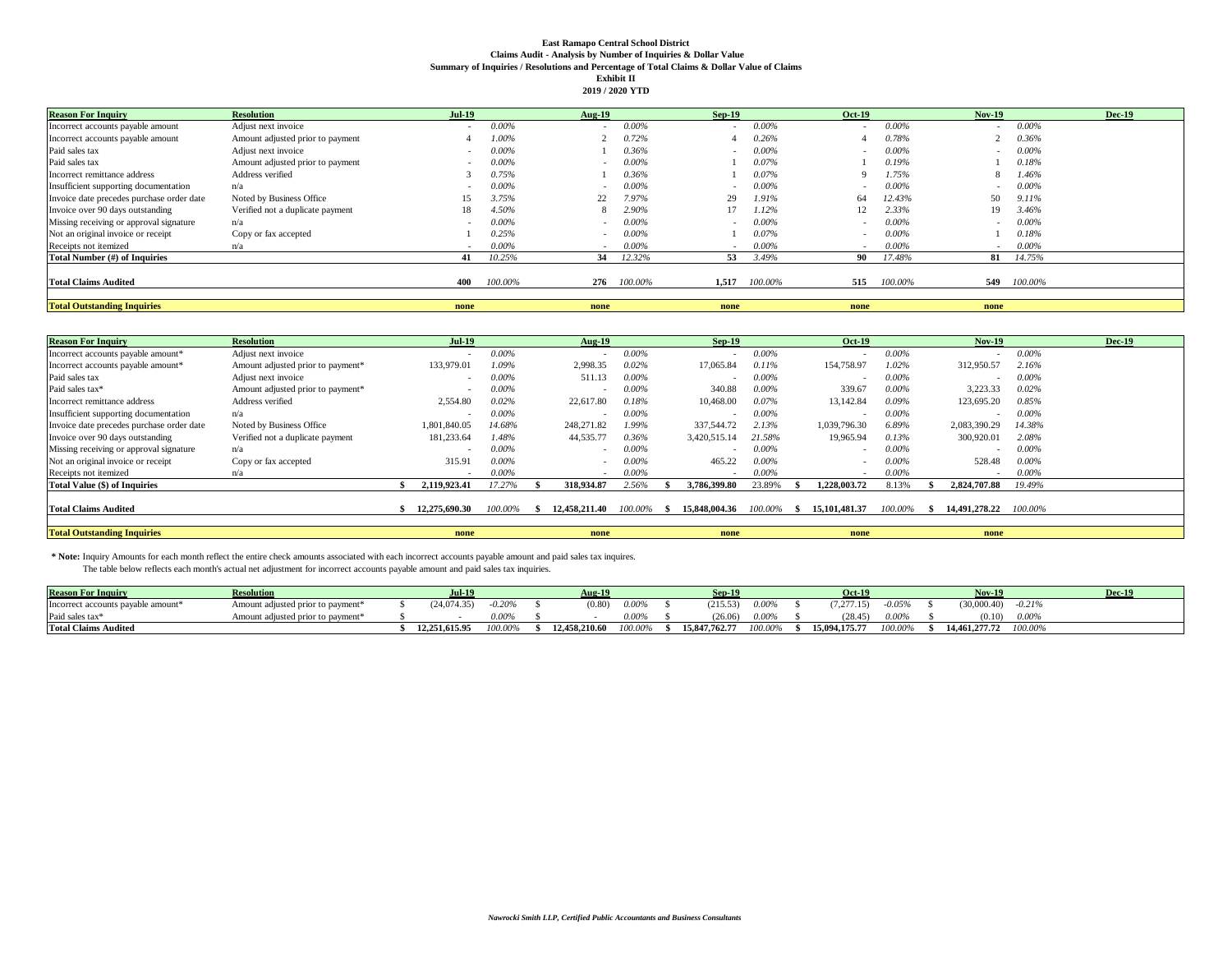**East Ramapo Central School District**
**Claims Audit - Analysis by Number of Inquiries & Dollar Value**
**Summary of Inquiries / Resolutions and Percentage of Total Claims & Dollar Value of Claims**
**Exhibit II**
**2019 / 2020 YTD**

| Reason For Inquiry | Resolution | Jul-19 | | Aug-19 | | Sep-19 | | Oct-19 | | Nov-19 | | Dec-19 |
|---|---|---|---|---|---|---|---|---|---|---|---|---|
| Incorrect accounts payable amount | Adjust next invoice | - | 0.00% | - | 0.00% | - | 0.00% | - | 0.00% | - | 0.00% | |
| Incorrect accounts payable amount | Amount adjusted prior to payment | 4 | 1.00% | 2 | 0.72% | 4 | 0.26% | 4 | 0.78% | 2 | 0.36% | |
| Paid sales tax | Adjust next invoice | - | 0.00% | 1 | 0.36% | - | 0.00% | - | 0.00% | - | 0.00% | |
| Paid sales tax | Amount adjusted prior to payment | - | 0.00% | - | 0.00% | 1 | 0.07% | 1 | 0.19% | 1 | 0.18% | |
| Incorrect remittance address | Address verified | 3 | 0.75% | 1 | 0.36% | 1 | 0.07% | 9 | 1.75% | 8 | 1.46% | |
| Insufficient supporting documentation | n/a | - | 0.00% | - | 0.00% | - | 0.00% | - | 0.00% | - | 0.00% | |
| Invoice date precedes purchase order date | Noted by Business Office | 15 | 3.75% | 22 | 7.97% | 29 | 1.91% | 64 | 12.43% | 50 | 9.11% | |
| Invoice over 90 days outstanding | Verified not a duplicate payment | 18 | 4.50% | 8 | 2.90% | 17 | 1.12% | 12 | 2.33% | 19 | 3.46% | |
| Missing receiving or approval signature | n/a | - | 0.00% | - | 0.00% | - | 0.00% | - | 0.00% | - | 0.00% | |
| Not an original invoice or receipt | Copy or fax accepted | 1 | 0.25% | - | 0.00% | 1 | 0.07% | - | 0.00% | 1 | 0.18% | |
| Receipts not itemized | n/a | - | 0.00% | - | 0.00% | - | 0.00% | - | 0.00% | - | 0.00% | |
| **Total Number (#) of Inquiries** | | **41** | 10.25% | **34** | 12.32% | **53** | 3.49% | **90** | 17.48% | **81** | 14.75% | |
| **Total Claims Audited** | | **400** | 100.00% | **276** | 100.00% | **1,517** | 100.00% | **515** | 100.00% | **549** | 100.00% | |
| **Total Outstanding Inquiries** | | **none** | | **none** | | **none** | | **none** | | **none** | | |

| Reason For Inquiry | Resolution | Jul-19 | | Aug-19 | | Sep-19 | | Oct-19 | | Nov-19 | | Dec-19 |
|---|---|---|---|---|---|---|---|---|---|---|---|---|
| Incorrect accounts payable amount* | Adjust next invoice | - | 0.00% | - | 0.00% | - | 0.00% | - | 0.00% | - | 0.00% | |
| Incorrect accounts payable amount* | Amount adjusted prior to payment* | 133,979.01 | 1.09% | 2,998.35 | 0.02% | 17,065.84 | 0.11% | 154,758.97 | 1.02% | 312,950.57 | 2.16% | |
| Paid sales tax | Adjust next invoice | - | 0.00% | 511.13 | 0.00% | - | 0.00% | - | 0.00% | - | 0.00% | |
| Paid sales tax* | Amount adjusted prior to payment* | - | 0.00% | - | 0.00% | 340.88 | 0.00% | 339.67 | 0.00% | 3,223.33 | 0.02% | |
| Incorrect remittance address | Address verified | 2,554.80 | 0.02% | 22,617.80 | 0.18% | 10,468.00 | 0.07% | 13,142.84 | 0.09% | 123,695.20 | 0.85% | |
| Insufficient supporting documentation | n/a | - | 0.00% | - | 0.00% | - | 0.00% | - | 0.00% | - | 0.00% | |
| Invoice date precedes purchase order date | Noted by Business Office | 1,801,840.05 | 14.68% | 248,271.82 | 1.99% | 337,544.72 | 2.13% | 1,039,796.30 | 6.89% | 2,083,390.29 | 14.38% | |
| Invoice over 90 days outstanding | Verified not a duplicate payment | 181,233.64 | 1.48% | 44,535.77 | 0.36% | 3,420,515.14 | 21.58% | 19,965.94 | 0.13% | 300,920.01 | 2.08% | |
| Missing receiving or approval signature | n/a | - | 0.00% | - | 0.00% | - | 0.00% | - | 0.00% | - | 0.00% | |
| Not an original invoice or receipt | Copy or fax accepted | 315.91 | 0.00% | - | 0.00% | 465.22 | 0.00% | - | 0.00% | 528.48 | 0.00% | |
| Receipts not itemized | n/a | - | 0.00% | - | 0.00% | - | 0.00% | - | 0.00% | - | 0.00% | |
| **Total Value ($) of Inquiries** | | **$ 2,119,923.41** | 17.27% | **$ 318,934.87** | 2.56% | **$ 3,786,399.80** | 23.89% | **$ 1,228,003.72** | 8.13% | **$ 2,824,707.88** | 19.49% | |
| **Total Claims Audited** | | **$ 12,275,690.30** | 100.00% | **$ 12,458,211.40** | 100.00% | **$ 15,848,004.36** | 100.00% | **$ 15,101,481.37** | 100.00% | **$ 14,491,278.22** | 100.00% | |
| **Total Outstanding Inquiries** | | **none** | | **none** | | **none** | | **none** | | **none** | | |

**\* Note:** Inquiry Amounts for each month reflect the entire check amounts associated with each incorrect accounts payable amount and paid sales tax inquires.
The table below reflects each month's actual net adjustment for incorrect accounts payable amount and paid sales tax inquiries.

| Reason For Inquiry | Resolution | Jul-19 | | Aug-19 | | Sep-19 | | Oct-19 | | Nov-19 | | Dec-19 |
|---|---|---|---|---|---|---|---|---|---|---|---|---|
| Incorrect accounts payable amount* | Amount adjusted prior to payment* | $ (24,074.35) | -0.20% | $ (0.80) | 0.00% | $ (215.53) | 0.00% | $ (7,277.15) | -0.05% | $ (30,000.40) | -0.21% | |
| Paid sales tax* | Amount adjusted prior to payment* | $ - | 0.00% | $ - | 0.00% | $ (26.06) | 0.00% | $ (28.45) | 0.00% | $ (0.10) | 0.00% | |
| **Total Claims Audited** | | **$ 12,251,615.95** | 100.00% | **$ 12,458,210.60** | 100.00% | **$ 15,847,762.77** | 100.00% | **$ 15,094,175.77** | 100.00% | **$ 14,461,277.72** | 100.00% | |

*Nawrocki Smith LLP, Certified Public Accountants and Business Consultants*